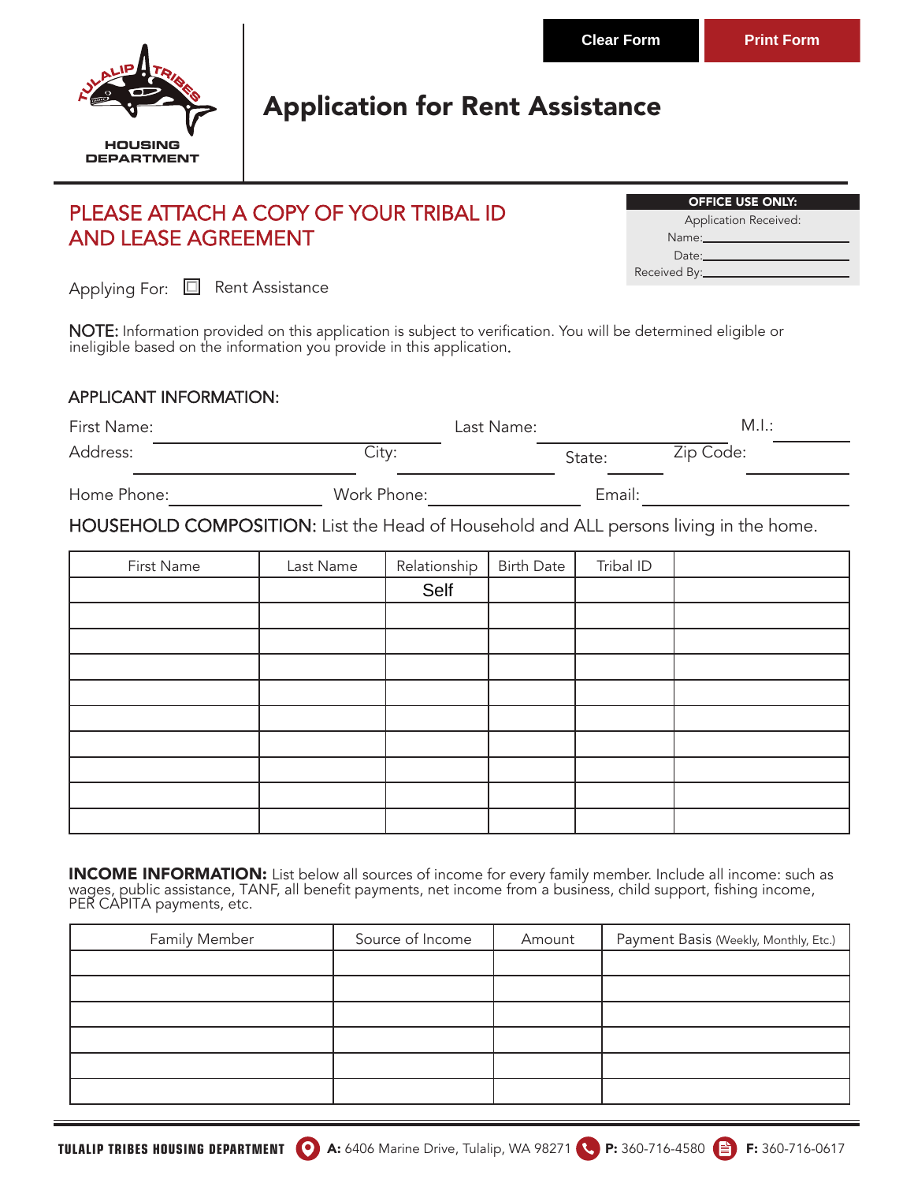Clear Form | Print Form

TULALIP TRIBES
HOUSING DEPARTMENT

# Application for Rent Assistance

**PLEASE ATTACH A COPY OF YOUR TRIBAL ID AND LEASE AGREEMENT**

| OFFICE USE ONLY: |
|---|
| Application Received: |
| Name: ______________ |
| Date: ______________ |
| Received By: ______________ |

Applying For: ☐ Rent Assistance

**NOTE:** Information provided on this application is subject to verification. You will be determined eligible or ineligible based on the information you provide in this application.

## APPLICANT INFORMATION:

First Name: ______________ Last Name: ______________ M.I.: ______

Address: ______________ City: ______________ State: ______ Zip Code: ______

Home Phone: ______________ Work Phone: ______________ Email: ______________

**HOUSEHOLD COMPOSITION:** List the Head of Household and ALL persons living in the home.

| First Name | Last Name | Relationship | Birth Date | Tribal ID | |
|---|---|---|---|---|---|
| | | Self | | | |
| | | | | | |
| | | | | | |
| | | | | | |
| | | | | | |
| | | | | | |
| | | | | | |
| | | | | | |
| | | | | | |
| | | | | | |

**INCOME INFORMATION:** List below all sources of income for every family member. Include all income: such as wages, public assistance, TANF, all benefit payments, net income from a business, child support, fishing income, PER CAPITA payments, etc.

| Family Member | Source of Income | Amount | Payment Basis (Weekly, Monthly, Etc.) |
|---|---|---|---|
| | | | |
| | | | |
| | | | |
| | | | |
| | | | |
| | | | |

**TULALIP TRIBES HOUSING DEPARTMENT** **A:** 6406 Marine Drive, Tulalip, WA 98271 **P:** 360-716-4580 **F:** 360-716-0617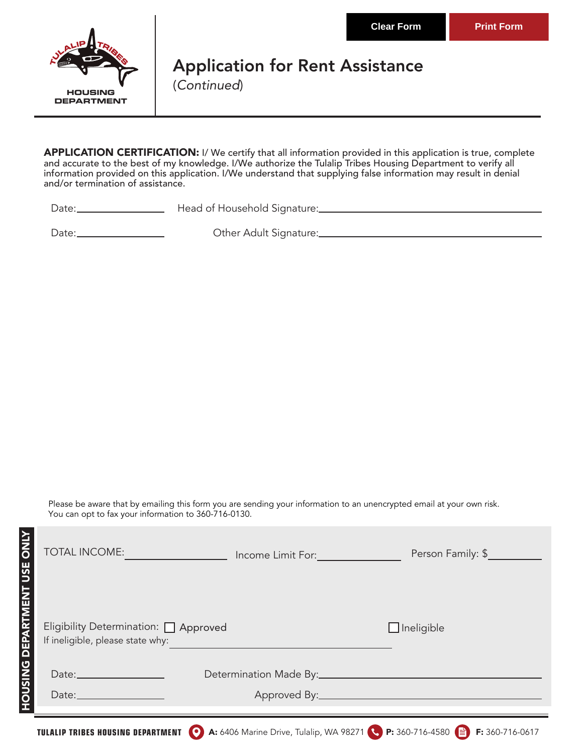HOUSING DEPARTMENT

# Application for Rent Assistance

(*Continued*)

**APPLICATION CERTIFICATION:** I/ We certify that all information provided in this application is true, complete and accurate to the best of my knowledge. I/We authorize the Tulalip Tribes Housing Department to verify all information provided on this application. I/We understand that supplying false information may result in denial and/or termination of assistance.

Date:________________ Head of Household Signature:________________________________________

Date:________________ Other Adult Signature:________________________________________

Please be aware that by emailing this form you are sending your information to an unencrypted email at your own risk.
You can opt to fax your information to 360-716-0130.

**HOUSING DEPARTMENT USE ONLY**

TOTAL INCOME:________________ Income Limit For:______________ Person Family: $__________

Eligibility Determination: ☐ Approved ☐ Ineligible

If ineligible, please state why:________________________________________

Date:________________ Determination Made By:________________________________________

Date:________________ Approved By:________________________________________

**TULALIP TRIBES HOUSING DEPARTMENT** **A:** 6406 Marine Drive, Tulalip, WA 98271 **P:** 360-716-4580 **F:** 360-716-0617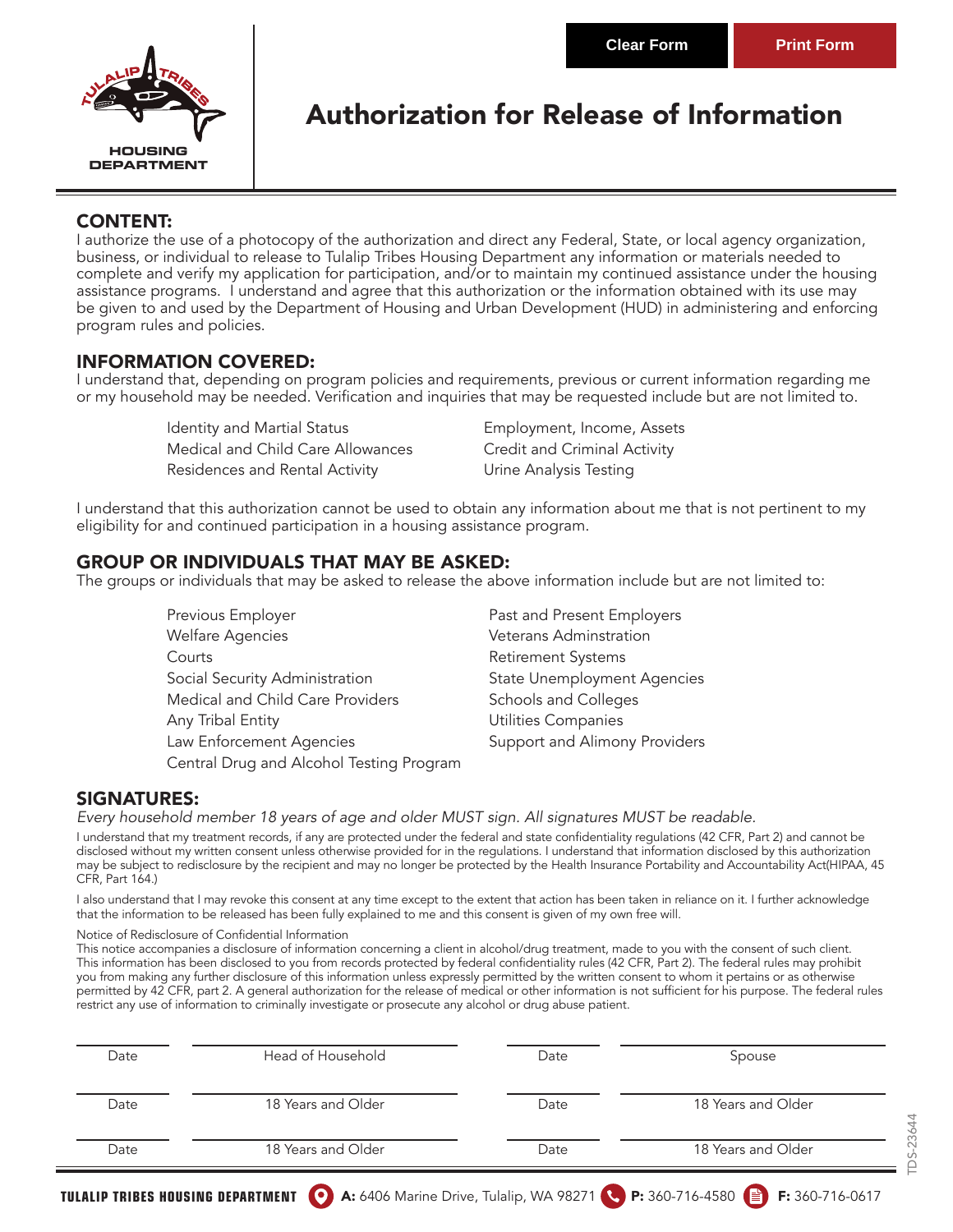HOUSING DEPARTMENT

# Authorization for Release of Information

## CONTENT:

I authorize the use of a photocopy of the authorization and direct any Federal, State, or local agency organization, business, or individual to release to Tulalip Tribes Housing Department any information or materials needed to complete and verify my application for participation, and/or to maintain my continued assistance under the housing assistance programs. I understand and agree that this authorization or the information obtained with its use may be given to and used by the Department of Housing and Urban Development (HUD) in administering and enforcing program rules and policies.

## INFORMATION COVERED:

I understand that, depending on program policies and requirements, previous or current information regarding me or my household may be needed. Verification and inquiries that may be requested include but are not limited to.

- Identity and Martial Status
- Medical and Child Care Allowances
- Residences and Rental Activity
- Employment, Income, Assets
- Credit and Criminal Activity
- Urine Analysis Testing

I understand that this authorization cannot be used to obtain any information about me that is not pertinent to my eligibility for and continued participation in a housing assistance program.

## GROUP OR INDIVIDUALS THAT MAY BE ASKED:

The groups or individuals that may be asked to release the above information include but are not limited to:

- Previous Employer
- Welfare Agencies
- Courts
- Social Security Administration
- Medical and Child Care Providers
- Any Tribal Entity
- Law Enforcement Agencies
- Central Drug and Alcohol Testing Program
- Past and Present Employers
- Veterans Adminstration
- Retirement Systems
- State Unemployment Agencies
- Schools and Colleges
- Utilities Companies
- Support and Alimony Providers

## SIGNATURES:

*Every household member 18 years of age and older MUST sign. All signatures MUST be readable.*

I understand that my treatment records, if any are protected under the federal and state confidentiality regulations (42 CFR, Part 2) and cannot be disclosed without my written consent unless otherwise provided for in the regulations. I understand that information disclosed by this authorization may be subject to redisclosure by the recipient and may no longer be protected by the Health Insurance Portability and Accountability Act(HIPAA, 45 CFR, Part 164.)

I also understand that I may revoke this consent at any time except to the extent that action has been taken in reliance on it. I further acknowledge that the information to be released has been fully explained to me and this consent is given of my own free will.

Notice of Redisclosure of Confidential Information

This notice accompanies a disclosure of information concerning a client in alcohol/drug treatment, made to you with the consent of such client. This information has been disclosed to you from records protected by federal confidentiality rules (42 CFR, Part 2). The federal rules may prohibit you from making any further disclosure of this information unless expressly permitted by the written consent to whom it pertains or as otherwise permitted by 42 CFR, part 2. A general authorization for the release of medical or other information is not sufficient for his purpose. The federal rules restrict any use of information to criminally investigate or prosecute any alcohol or drug abuse patient.

| Date | Head of Household | Date | Spouse |
|---|---|---|---|
| Date | 18 Years and Older | Date | 18 Years and Older |
| Date | 18 Years and Older | Date | 18 Years and Older |

TDS-23644

**TULALIP TRIBES HOUSING DEPARTMENT** **A:** 6406 Marine Drive, Tulalip, WA 98271 **P:** 360-716-4580 **F:** 360-716-0617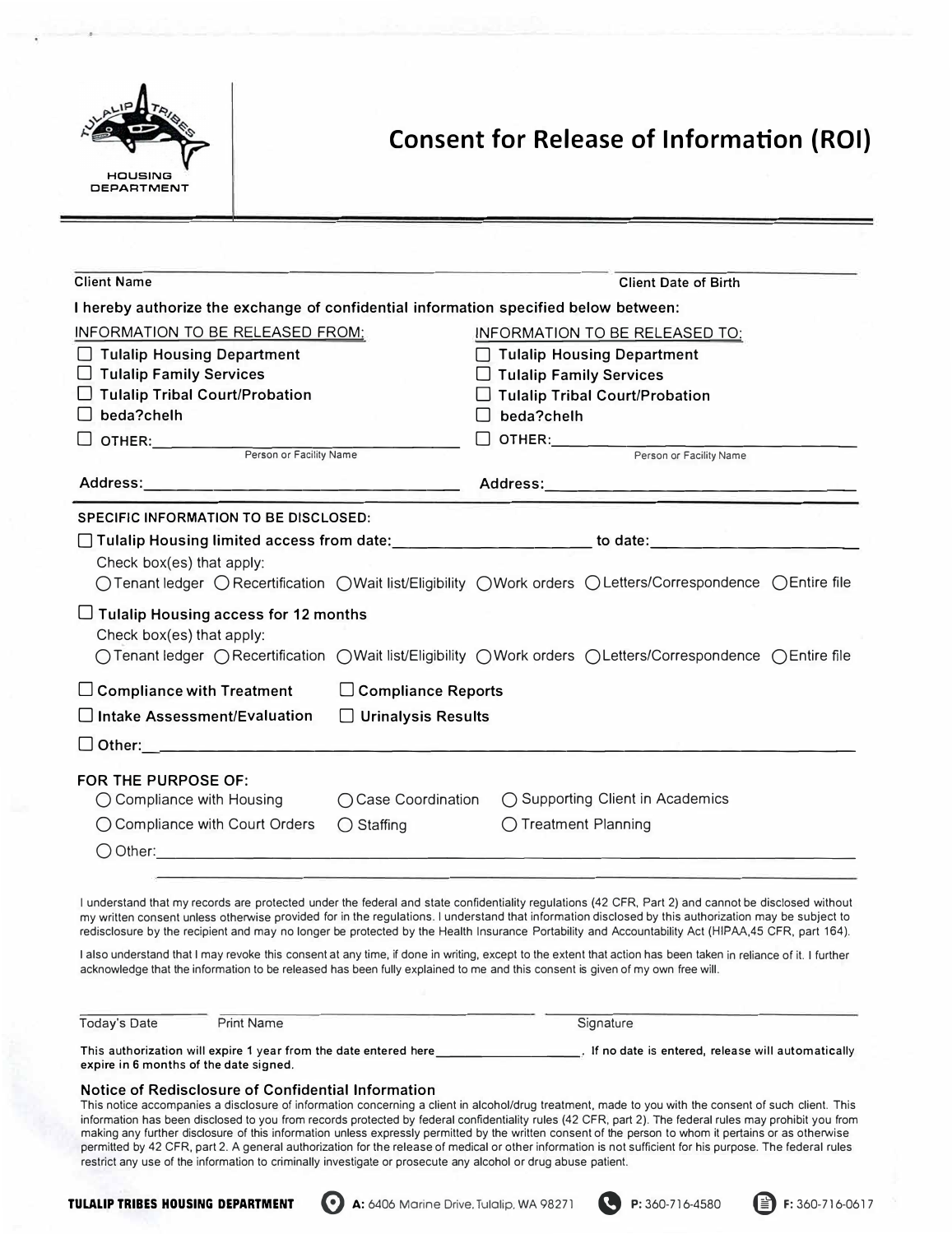HOUSING DEPARTMENT

# Consent for Release of Information (ROI)

Client Name ____________________ Client Date of Birth ____________________

**I hereby authorize the exchange of confidential information specified below between:**

| INFORMATION TO BE RELEASED FROM: | INFORMATION TO BE RELEASED TO: |
| --- | --- |
| ☐ **Tulalip Housing Department** | ☐ **Tulalip Housing Department** |
| ☐ **Tulalip Family Services** | ☐ **Tulalip Family Services** |
| ☐ **Tulalip Tribal Court/Probation** | ☐ **Tulalip Tribal Court/Probation** |
| ☐ **beda?chelh** | ☐ **beda?chelh** |
| ☐ **OTHER:** ____________________ (Person or Facility Name) | ☐ **OTHER:** ____________________ (Person or Facility Name) |
| **Address:** ____________________ | **Address:** ____________________ |

**SPECIFIC INFORMATION TO BE DISCLOSED:**

☐ **Tulalip Housing limited access from date:** ____________________ **to date:** ____________________

Check box(es) that apply:

◯ Tenant ledger ◯ Recertification ◯ Wait list/Eligibility ◯ Work orders ◯ Letters/Correspondence ◯ Entire file

☐ **Tulalip Housing access for 12 months**

Check box(es) that apply:

◯ Tenant ledger ◯ Recertification ◯ Wait list/Eligibility ◯ Work orders ◯ Letters/Correspondence ◯ Entire file

☐ **Compliance with Treatment** ☐ **Compliance Reports**

☐ **Intake Assessment/Evaluation** ☐ **Urinalysis Results**

☐ **Other:** ____________________

**FOR THE PURPOSE OF:**

◯ Compliance with Housing ◯ Case Coordination ◯ Supporting Client in Academics

◯ Compliance with Court Orders ◯ Staffing ◯ Treatment Planning

◯ Other: ____________________

I understand that my records are protected under the federal and state confidentiality regulations (42 CFR, Part 2) and cannot be disclosed without my written consent unless otherwise provided for in the regulations. I understand that information disclosed by this authorization may be subject to redisclosure by the recipient and may no longer be protected by the Health Insurance Portability and Accountability Act (HIPAA,45 CFR, part 164).

I also understand that I may revoke this consent at any time, if done in writing, except to the extent that action has been taken in reliance of it. I further acknowledge that the information to be released has been fully explained to me and this consent is given of my own free will.

Today's Date ____________ Print Name ____________________ Signature ____________________

**This authorization will expire 1 year from the date entered here____________________. If no date is entered, release will automatically expire in 6 months of the date signed.**

### Notice of Redisclosure of Confidential Information

This notice accompanies a disclosure of information concerning a client in alcohol/drug treatment, made to you with the consent of such client. This information has been disclosed to you from records protected by federal confidentiality rules (42 CFR, part 2). The federal rules may prohibit you from making any further disclosure of this information unless expressly permitted by the written consent of the person to whom it pertains or as otherwise permitted by 42 CFR, part 2. A general authorization for the release of medical or other information is not sufficient for his purpose. The federal rules restrict any use of the information to criminally investigate or prosecute any alcohol or drug abuse patient.

**TULALIP TRIBES HOUSING DEPARTMENT** A: 6406 Marine Drive, Tulalip, WA 98271 P: 360-716-4580 F: 360-716-0617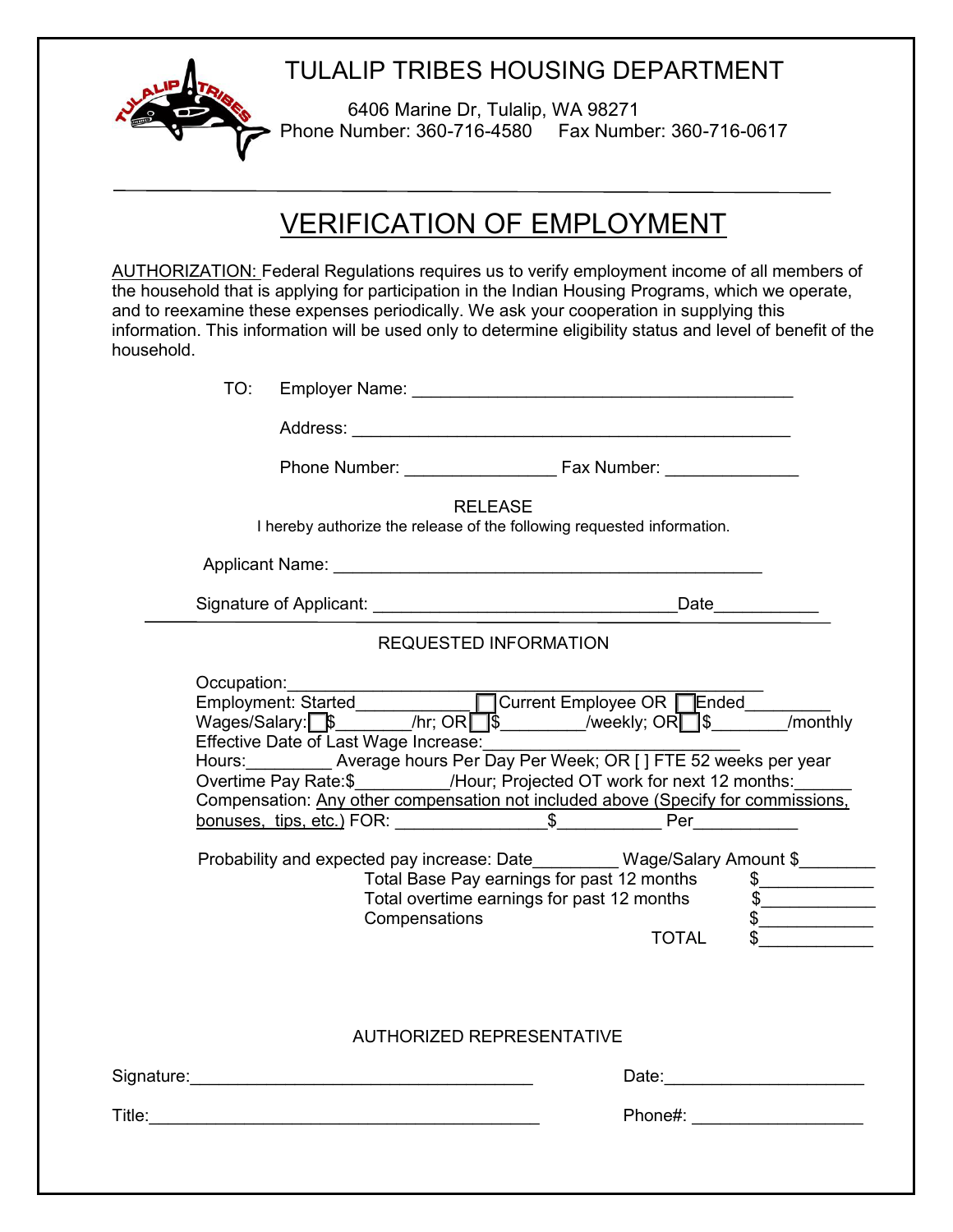# TULALIP TRIBES HOUSING DEPARTMENT

6406 Marine Dr, Tulalip, WA 98271
Phone Number: 360-716-4580    Fax Number: 360-716-0617

---

## VERIFICATION OF EMPLOYMENT

AUTHORIZATION: Federal Regulations requires us to verify employment income of all members of the household that is applying for participation in the Indian Housing Programs, which we operate, and to reexamine these expenses periodically. We ask your cooperation in supplying this information. This information will be used only to determine eligibility status and level of benefit of the household.

TO: Employer Name: ________________________________________

Address: ________________________________________________

Phone Number: _______________ Fax Number: _____________

RELEASE

I hereby authorize the release of the following requested information.

Applicant Name: ____________________________________________

Signature of Applicant: ______________________________Date___________

---

REQUESTED INFORMATION

Occupation:_____________________________________________________

Employment: Started____________ ☐ Current Employee OR ☐ Ended_________

Wages/Salary: ☐ $________/hr; OR ☐ $________/weekly; OR ☐ $_______/monthly

Effective Date of Last Wage Increase:____________________________

Hours:_________ Average hours Per Day Per Week; OR [ ] FTE 52 weeks per year

Overtime Pay Rate:$__________/Hour; Projected OT work for next 12 months:______

Compensation: Any other compensation not included above (Specify for commissions, bonuses, tips, etc.) FOR: _______________$___________ Per___________

Probability and expected pay increase: Date_________ Wage/Salary Amount $________

Total Base Pay earnings for past 12 months $____________

Total overtime earnings for past 12 months $____________

Compensations $____________

TOTAL $____________

AUTHORIZED REPRESENTATIVE

Signature:____________________________________ Date:_____________________

Title:________________________________________ Phone#: __________________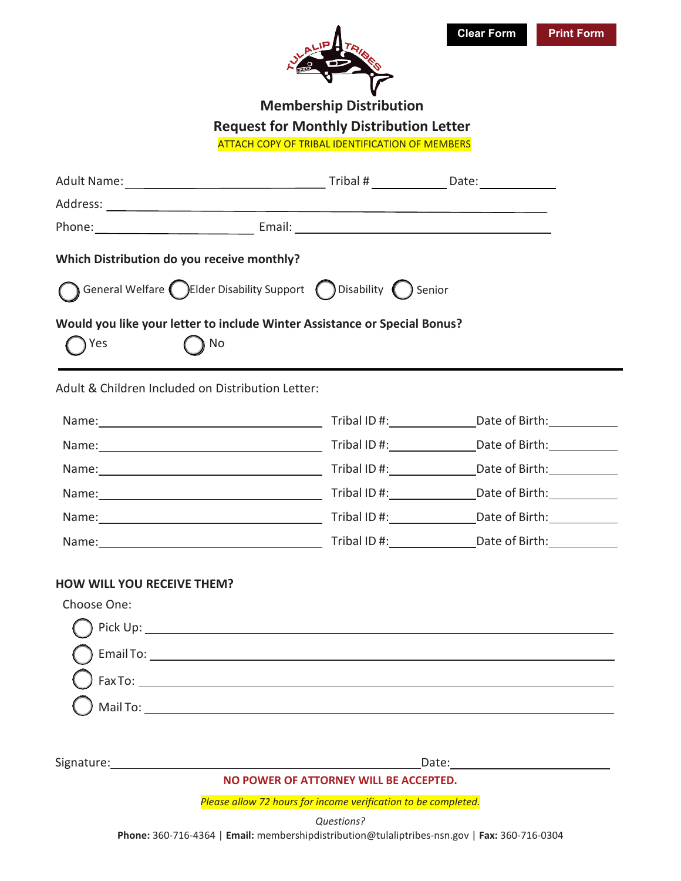# Membership Distribution

## Request for Monthly Distribution Letter

ATTACH COPY OF TRIBAL IDENTIFICATION OF MEMBERS

Adult Name: ______________________________ Tribal # ___________ Date: ___________

Address: ____________________________________________________________

Phone: ______________________ Email: ____________________________________

**Which Distribution do you receive monthly?**

◯ General Welfare ◯ Elder Disability Support ◯ Disability ◯ Senior

**Would you like your letter to include Winter Assistance or Special Bonus?**

◯ Yes ◯ No

---

Adult & Children Included on Distribution Letter:

Name: ______________________________ Tribal ID #: ____________ Date of Birth: __________

Name: ______________________________ Tribal ID #: ____________ Date of Birth: __________

Name: ______________________________ Tribal ID #: ____________ Date of Birth: __________

Name: ______________________________ Tribal ID #: ____________ Date of Birth: __________

Name: ______________________________ Tribal ID #: ____________ Date of Birth: __________

Name: ______________________________ Tribal ID #: ____________ Date of Birth: __________

**HOW WILL YOU RECEIVE THEM?**

Choose One:

◯ Pick Up: ____________________________________________________________

◯ Email To: ____________________________________________________________

◯ Fax To: ____________________________________________________________

◯ Mail To: ____________________________________________________________

Signature: __________________________________________ Date: ____________________

**NO POWER OF ATTORNEY WILL BE ACCEPTED.**

*Please allow 72 hours for income verification to be completed.*

*Questions?*

**Phone:** 360-716-4364 | **Email:** membershipdistribution@tulaliptribes-nsn.gov | **Fax:** 360-716-0304